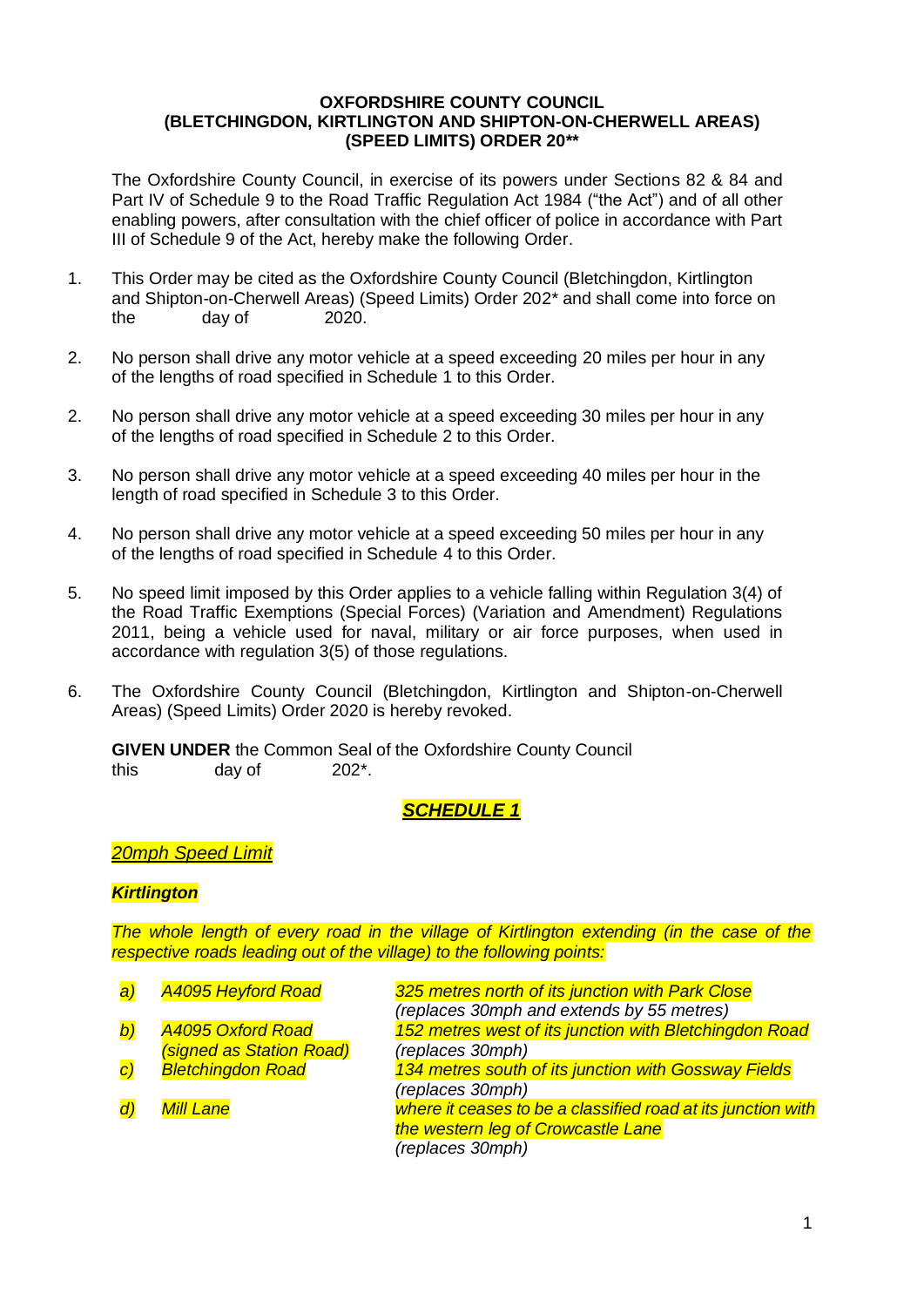**OXFORDSHIRE COUNTY COUNCIL**
**(BLETCHINGDON, KIRTLINGTON AND SHIPTON-ON-CHERWELL AREAS)**
**(SPEED LIMITS) ORDER 20****

The Oxfordshire County Council, in exercise of its powers under Sections 82 & 84 and Part IV of Schedule 9 to the Road Traffic Regulation Act 1984 ("the Act") and of all other enabling powers, after consultation with the chief officer of police in accordance with Part III of Schedule 9 of the Act, hereby make the following Order.

1. This Order may be cited as the Oxfordshire County Council (Bletchingdon, Kirtlington and Shipton-on-Cherwell Areas) (Speed Limits) Order 202* and shall come into force on the day of 2020.

2. No person shall drive any motor vehicle at a speed exceeding 20 miles per hour in any of the lengths of road specified in Schedule 1 to this Order.

2. No person shall drive any motor vehicle at a speed exceeding 30 miles per hour in any of the lengths of road specified in Schedule 2 to this Order.

3. No person shall drive any motor vehicle at a speed exceeding 40 miles per hour in the length of road specified in Schedule 3 to this Order.

4. No person shall drive any motor vehicle at a speed exceeding 50 miles per hour in any of the lengths of road specified in Schedule 4 to this Order.

5. No speed limit imposed by this Order applies to a vehicle falling within Regulation 3(4) of the Road Traffic Exemptions (Special Forces) (Variation and Amendment) Regulations 2011, being a vehicle used for naval, military or air force purposes, when used in accordance with regulation 3(5) of those regulations.

6. The Oxfordshire County Council (Bletchingdon, Kirtlington and Shipton-on-Cherwell Areas) (Speed Limits) Order 2020 is hereby revoked.

**GIVEN UNDER** the Common Seal of the Oxfordshire County Council this day of 202*.

## ***SCHEDULE 1***

*20mph Speed Limit*

***Kirtlington***

*The whole length of every road in the village of Kirtlington extending (in the case of the respective roads leading out of the village) to the following points:*

| | | |
|---|---|---|
| *a)* | *A4095 Heyford Road* | *325 metres north of its junction with Park Close* *(replaces 30mph and extends by 55 metres)* |
| *b)* | *A4095 Oxford Road (signed as Station Road)* | *152 metres west of its junction with Bletchingdon Road* *(replaces 30mph)* |
| *c)* | *Bletchingdon Road* | *134 metres south of its junction with Gossway Fields* *(replaces 30mph)* |
| *d)* | *Mill Lane* | *where it ceases to be a classified road at its junction with the western leg of Crowcastle Lane* *(replaces 30mph)* |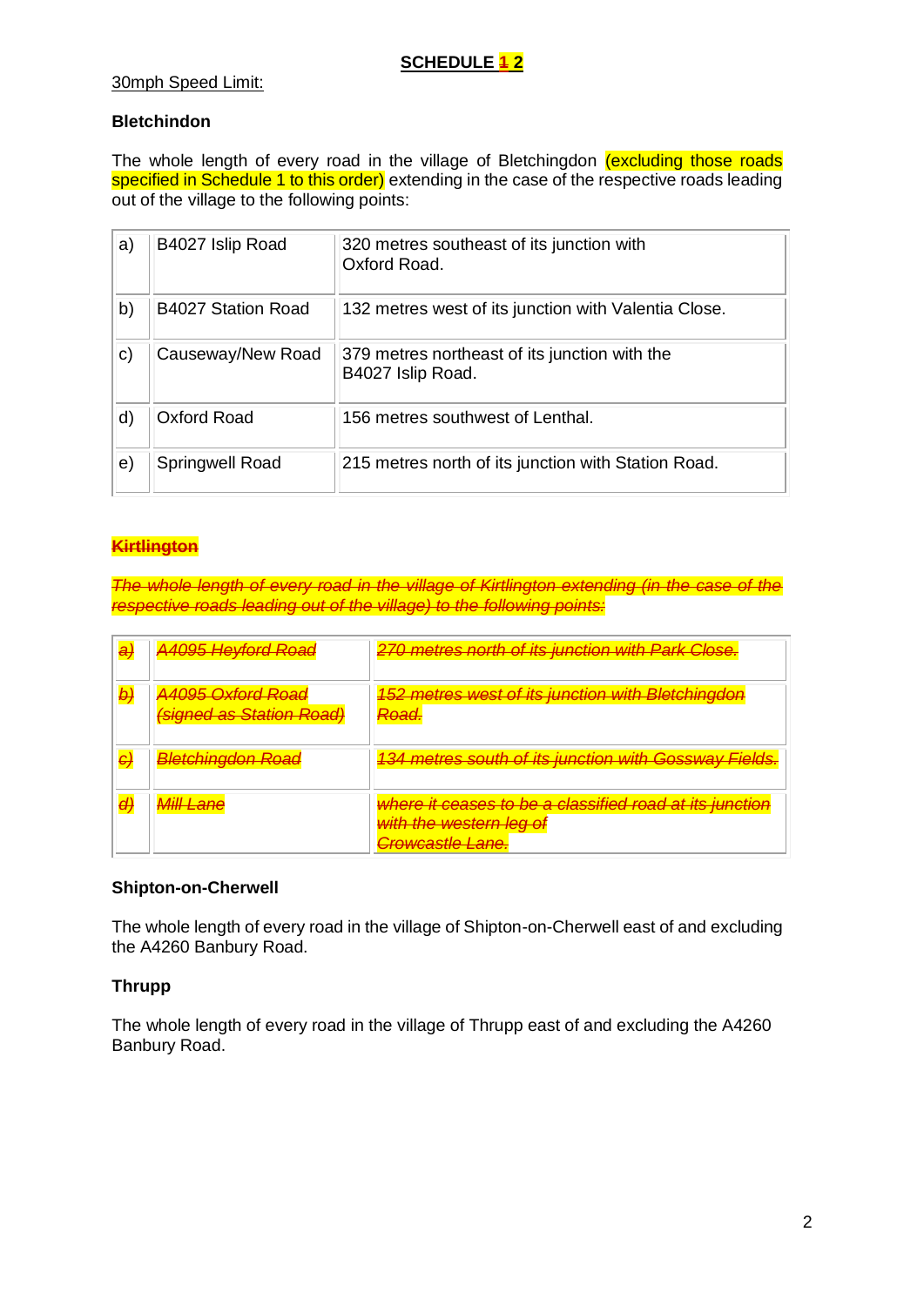**SCHEDULE ~~1~~ 2**

30mph Speed Limit:

**Bletchindon**

The whole length of every road in the village of Bletchingdon (excluding those roads specified in Schedule 1 to this order) extending in the case of the respective roads leading out of the village to the following points:

| | | |
|---|---|---|
| a) | B4027 Islip Road | 320 metres southeast of its junction with Oxford Road. |
| b) | B4027 Station Road | 132 metres west of its junction with Valentia Close. |
| c) | Causeway/New Road | 379 metres northeast of its junction with the B4027 Islip Road. |
| d) | Oxford Road | 156 metres southwest of Lenthal. |
| e) | Springwell Road | 215 metres north of its junction with Station Road. |

~~**Kirtlington**~~

~~*The whole length of every road in the village of Kirtlington extending (in the case of the respective roads leading out of the village) to the following points:*~~

| | | |
|---|---|---|
| ~~*a)*~~ | ~~*A4095 Heyford Road*~~ | ~~*270 metres north of its junction with Park Close.*~~ |
| ~~*b)*~~ | ~~*A4095 Oxford Road (signed as Station Road)*~~ | ~~*152 metres west of its junction with Bletchingdon Road.*~~ |
| ~~*c)*~~ | ~~*Bletchingdon Road*~~ | ~~*134 metres south of its junction with Gossway Fields.*~~ |
| ~~*d)*~~ | ~~*Mill Lane*~~ | ~~*where it ceases to be a classified road at its junction with the western leg of Crowcastle Lane.*~~ |

**Shipton-on-Cherwell**

The whole length of every road in the village of Shipton-on-Cherwell east of and excluding the A4260 Banbury Road.

**Thrupp**

The whole length of every road in the village of Thrupp east of and excluding the A4260 Banbury Road.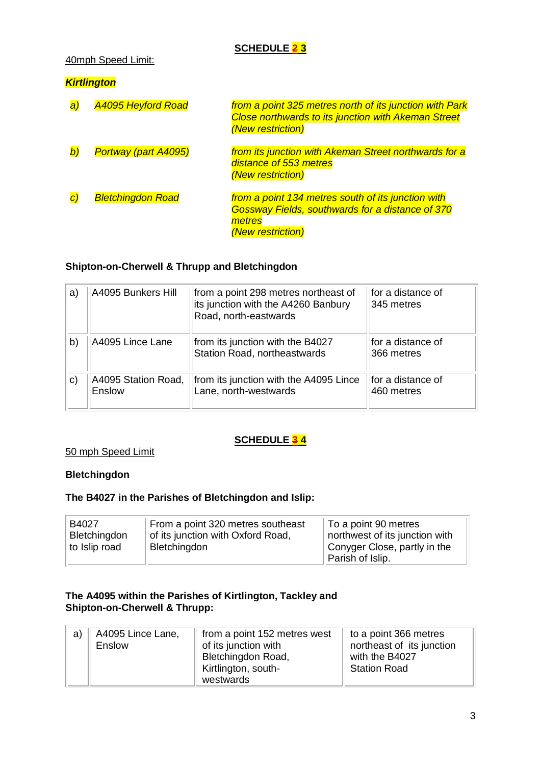**SCHEDULE ~~2~~ 3**

40mph Speed Limit:

***Kirtlington***

| | | |
|---|---|---|
| *a)* | *A4095 Heyford Road* | *from a point 325 metres north of its junction with Park Close northwards to its junction with Akeman Street (New restriction)* |
| *b)* | *Portway (part A4095)* | *from its junction with Akeman Street northwards for a distance of 553 metres (New restriction)* |
| *c)* | *Bletchingdon Road* | *from a point 134 metres south of its junction with Gossway Fields, southwards for a distance of 370 metres (New restriction)* |

**Shipton-on-Cherwell & Thrupp and Bletchingdon**

| | | | |
|---|---|---|---|
| a) | A4095 Bunkers Hill | from a point 298 metres northeast of its junction with the A4260 Banbury Road, north-eastwards | for a distance of 345 metres |
| b) | A4095 Lince Lane | from its junction with the B4027 Station Road, northeastwards | for a distance of 366 metres |
| c) | A4095 Station Road, Enslow | from its junction with the A4095 Lince Lane, north-westwards | for a distance of 460 metres |

**SCHEDULE ~~3~~ 4**

50 mph Speed Limit

**Bletchingdon**

**The B4027 in the Parishes of Bletchingdon and Islip:**

| | | |
|---|---|---|
| B4027 Bletchingdon to Islip road | From a point 320 metres southeast of its junction with Oxford Road, Bletchingdon | To a point 90 metres northwest of its junction with Conyger Close, partly in the Parish of Islip. |

**The A4095 within the Parishes of Kirtlington, Tackley and Shipton-on-Cherwell & Thrupp:**

| | | | |
|---|---|---|---|
| a) | A4095 Lince Lane, Enslow | from a point 152 metres west of its junction with Bletchingdon Road, Kirtlington, south-westwards | to a point 366 metres northeast of its junction with the B4027 Station Road |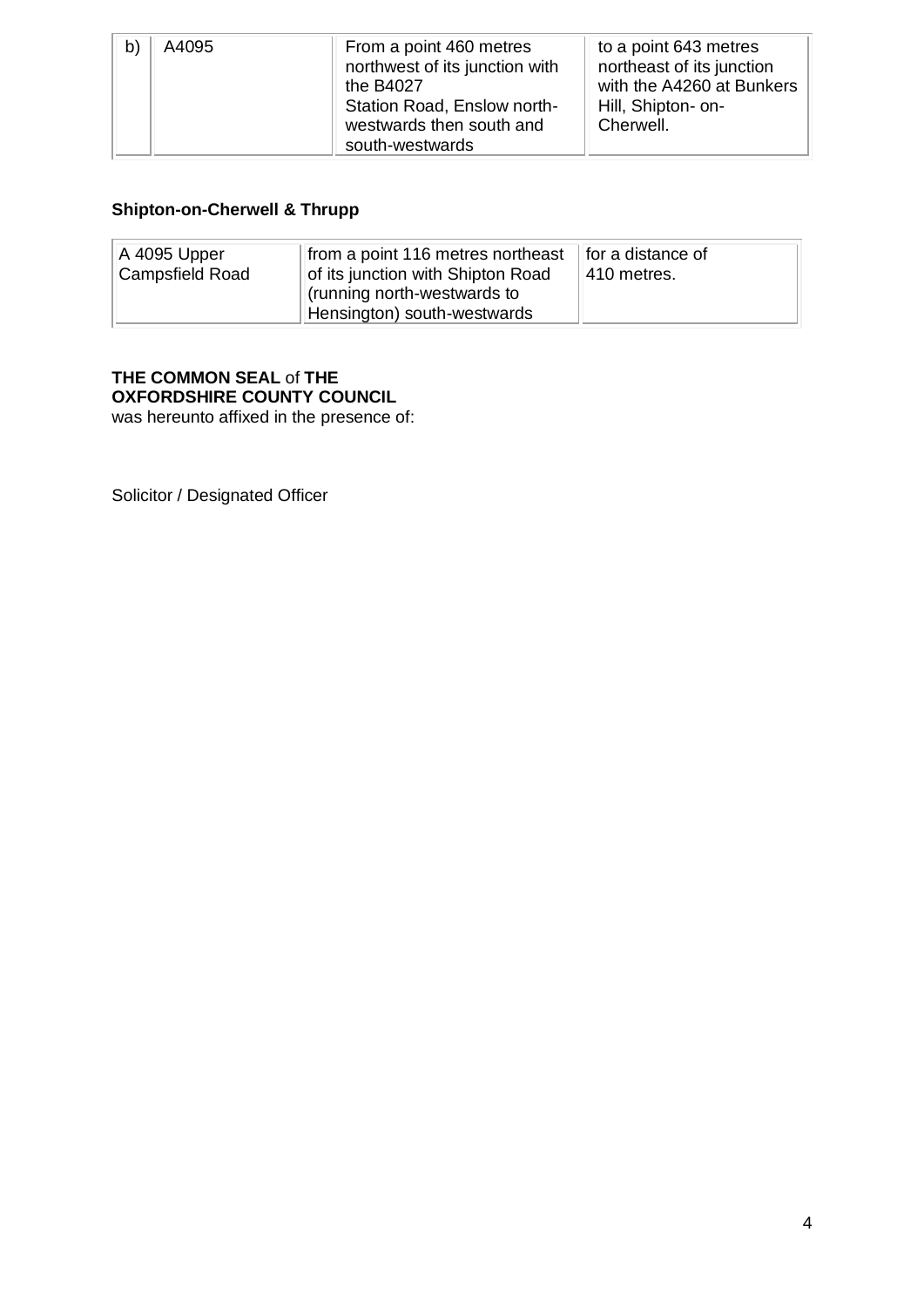| | | | |
|---|---|---|---|
| b) | A4095 | From a point 460 metres northwest of its junction with the B4027 Station Road, Enslow north-westwards then south and south-westwards | to a point 643 metres northeast of its junction with the A4260 at Bunkers Hill, Shipton- on-Cherwell. |

**Shipton-on-Cherwell & Thrupp**

| | | |
|---|---|---|
| A 4095 Upper Campsfield Road | from a point 116 metres northeast of its junction with Shipton Road (running north-westwards to Hensington) south-westwards | for a distance of 410 metres. |

**THE COMMON SEAL** of **THE OXFORDSHIRE COUNTY COUNCIL**
was hereunto affixed in the presence of:

Solicitor / Designated Officer